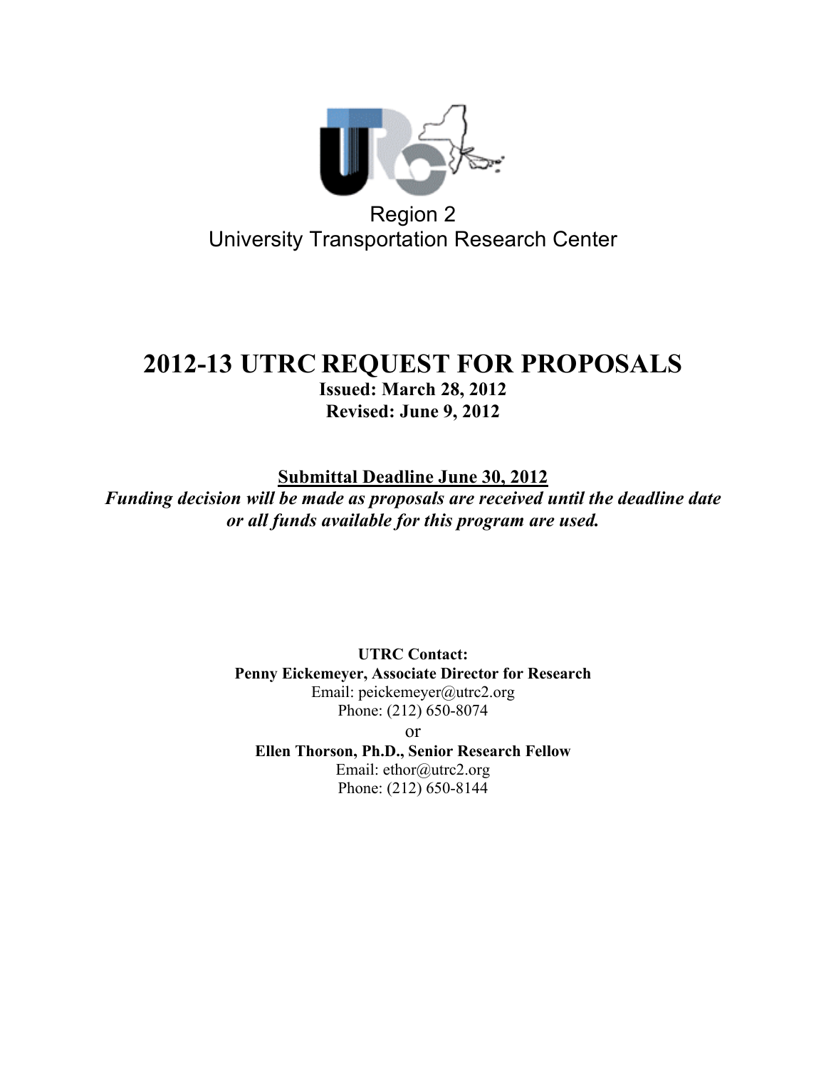Region 2
University Transportation Research Center

# 2012-13 UTRC REQUEST FOR PROPOSALS

**Issued: March 28, 2012**
**Revised: June 9, 2012**

**Submittal Deadline June 30, 2012**

***Funding decision will be made as proposals are received until the deadline date or all funds available for this program are used.***

**UTRC Contact:**
**Penny Eickemeyer, Associate Director for Research**
Email: peickemeyer@utrc2.org
Phone: (212) 650-8074
or
**Ellen Thorson, Ph.D., Senior Research Fellow**
Email: ethor@utrc2.org
Phone: (212) 650-8144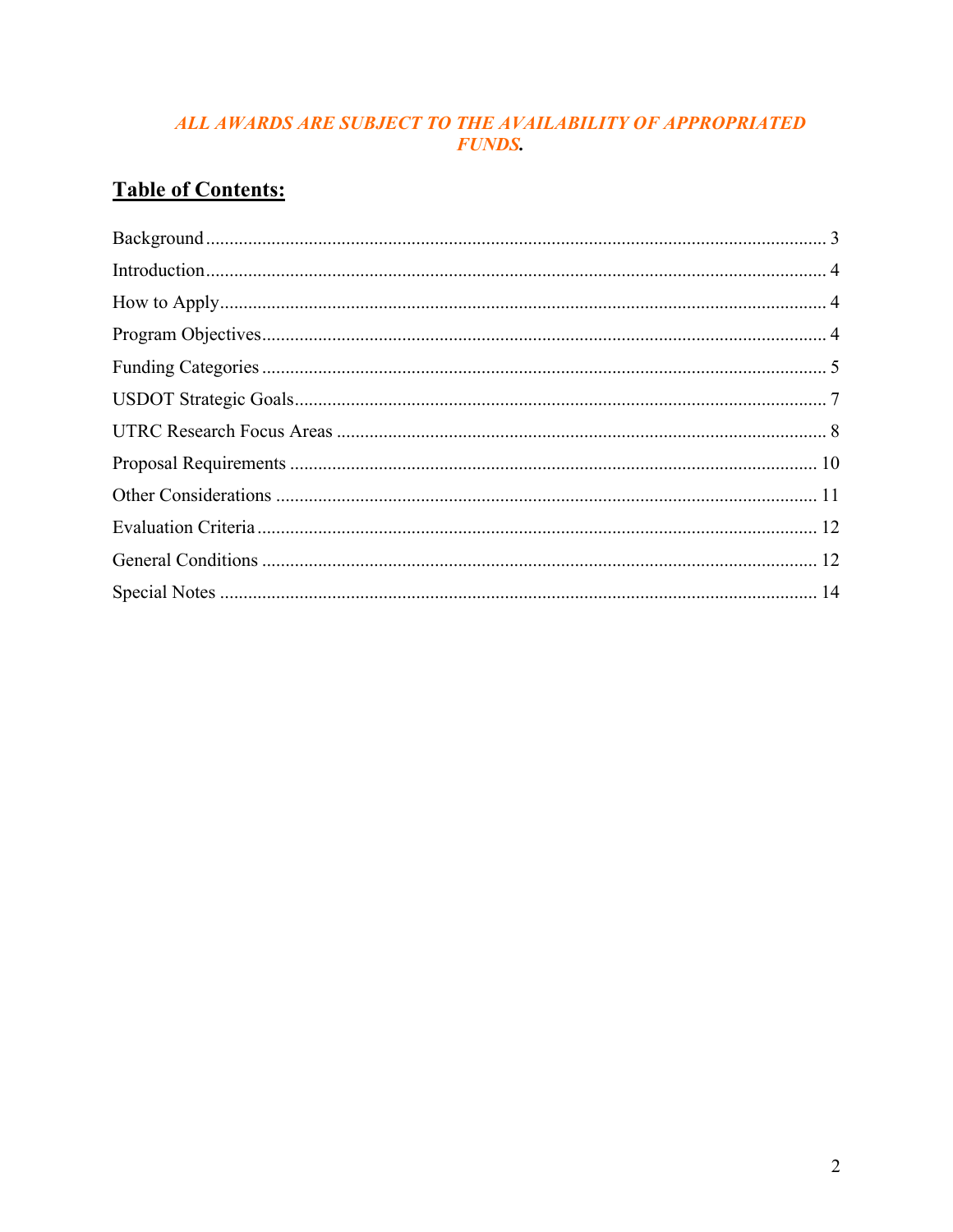***ALL AWARDS ARE SUBJECT TO THE AVAILABILITY OF APPROPRIATED FUNDS.***

## Table of Contents:

Background .......... 3
Introduction .......... 4
How to Apply .......... 4
Program Objectives .......... 4
Funding Categories .......... 5
USDOT Strategic Goals .......... 7
UTRC Research Focus Areas .......... 8
Proposal Requirements .......... 10
Other Considerations .......... 11
Evaluation Criteria .......... 12
General Conditions .......... 12
Special Notes .......... 14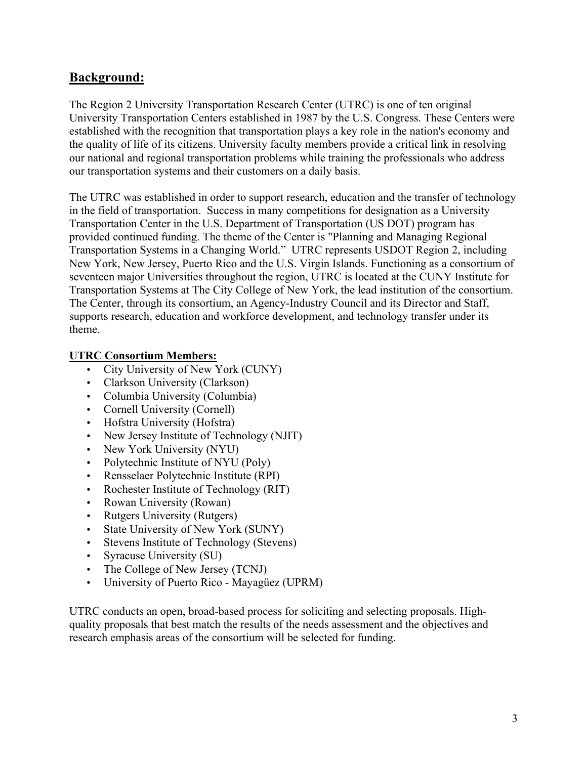## Background:

The Region 2 University Transportation Research Center (UTRC) is one of ten original University Transportation Centers established in 1987 by the U.S. Congress. These Centers were established with the recognition that transportation plays a key role in the nation's economy and the quality of life of its citizens. University faculty members provide a critical link in resolving our national and regional transportation problems while training the professionals who address our transportation systems and their customers on a daily basis.

The UTRC was established in order to support research, education and the transfer of technology in the field of transportation. Success in many competitions for designation as a University Transportation Center in the U.S. Department of Transportation (US DOT) program has provided continued funding. The theme of the Center is "Planning and Managing Regional Transportation Systems in a Changing World." UTRC represents USDOT Region 2, including New York, New Jersey, Puerto Rico and the U.S. Virgin Islands. Functioning as a consortium of seventeen major Universities throughout the region, UTRC is located at the CUNY Institute for Transportation Systems at The City College of New York, the lead institution of the consortium. The Center, through its consortium, an Agency-Industry Council and its Director and Staff, supports research, education and workforce development, and technology transfer under its theme.

**UTRC Consortium Members:**

- City University of New York (CUNY)
- Clarkson University (Clarkson)
- Columbia University (Columbia)
- Cornell University (Cornell)
- Hofstra University (Hofstra)
- New Jersey Institute of Technology (NJIT)
- New York University (NYU)
- Polytechnic Institute of NYU (Poly)
- Rensselaer Polytechnic Institute (RPI)
- Rochester Institute of Technology (RIT)
- Rowan University (Rowan)
- Rutgers University (Rutgers)
- State University of New York (SUNY)
- Stevens Institute of Technology (Stevens)
- Syracuse University (SU)
- The College of New Jersey (TCNJ)
- University of Puerto Rico - Mayagüez (UPRM)

UTRC conducts an open, broad-based process for soliciting and selecting proposals. High-quality proposals that best match the results of the needs assessment and the objectives and research emphasis areas of the consortium will be selected for funding.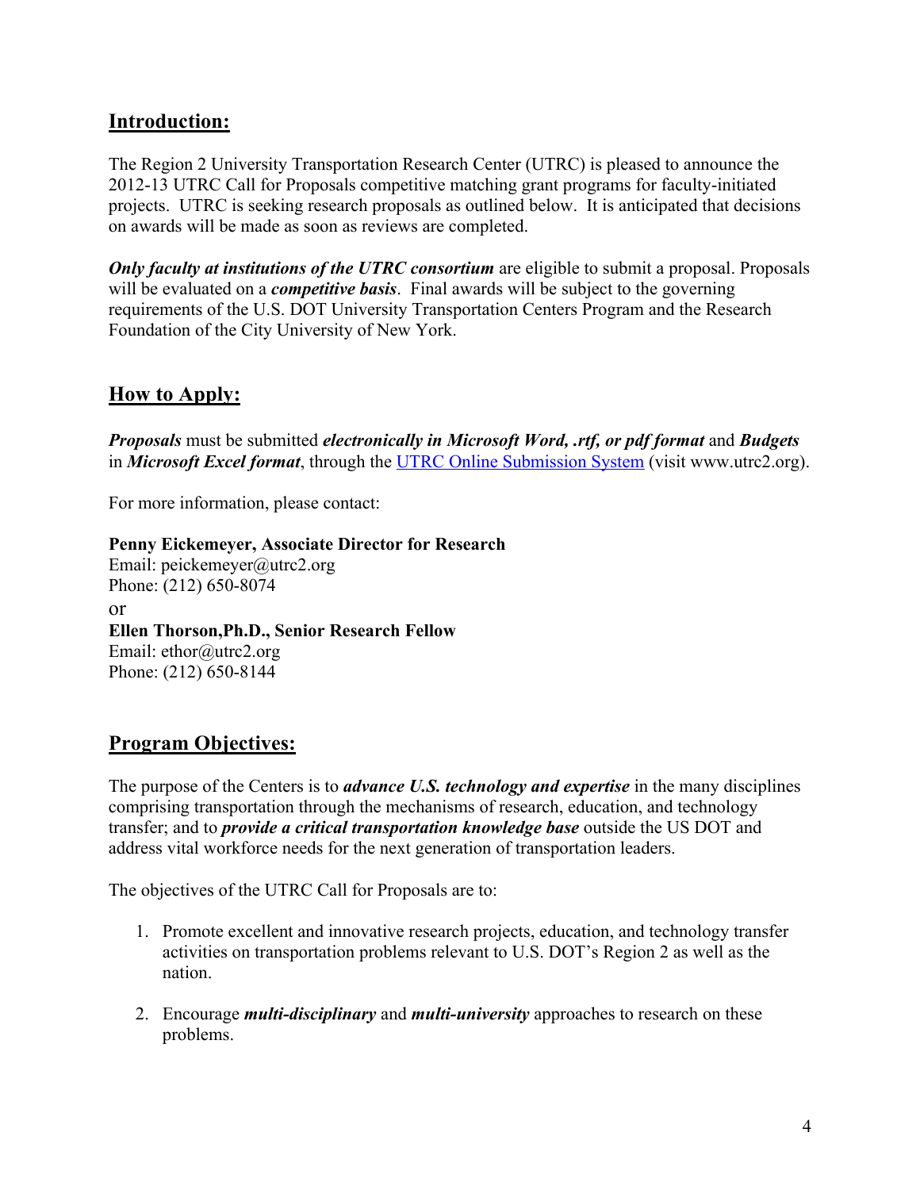## Introduction:

The Region 2 University Transportation Research Center (UTRC) is pleased to announce the 2012-13 UTRC Call for Proposals competitive matching grant programs for faculty-initiated projects. UTRC is seeking research proposals as outlined below. It is anticipated that decisions on awards will be made as soon as reviews are completed.

***Only faculty at institutions of the UTRC consortium*** are eligible to submit a proposal. Proposals will be evaluated on a ***competitive basis***. Final awards will be subject to the governing requirements of the U.S. DOT University Transportation Centers Program and the Research Foundation of the City University of New York.

## How to Apply:

***Proposals*** must be submitted ***electronically in Microsoft Word, .rtf, or pdf format*** and ***Budgets*** in ***Microsoft Excel format***, through the [UTRC Online Submission System](www.utrc2.org) (visit www.utrc2.org).

For more information, please contact:

**Penny Eickemeyer, Associate Director for Research**
Email: peickemeyer@utrc2.org
Phone: (212) 650-8074
or
**Ellen Thorson,Ph.D., Senior Research Fellow**
Email: ethor@utrc2.org
Phone: (212) 650-8144

## Program Objectives:

The purpose of the Centers is to ***advance U.S. technology and expertise*** in the many disciplines comprising transportation through the mechanisms of research, education, and technology transfer; and to ***provide a critical transportation knowledge base*** outside the US DOT and address vital workforce needs for the next generation of transportation leaders.

The objectives of the UTRC Call for Proposals are to:

1. Promote excellent and innovative research projects, education, and technology transfer activities on transportation problems relevant to U.S. DOT's Region 2 as well as the nation.

2. Encourage ***multi-disciplinary*** and ***multi-university*** approaches to research on these problems.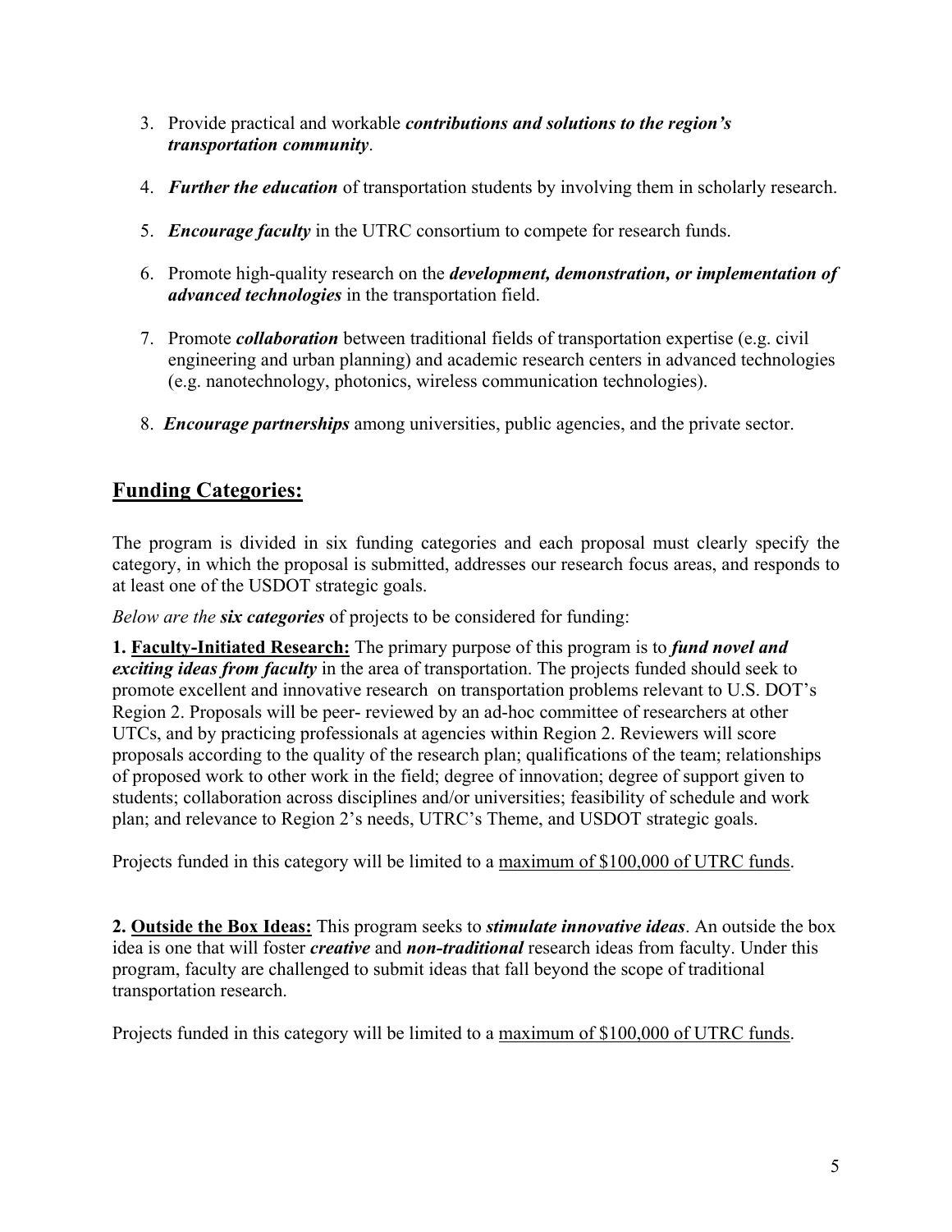3. Provide practical and workable ***contributions and solutions to the region's transportation community***.

4. ***Further the education*** of transportation students by involving them in scholarly research.

5. ***Encourage faculty*** in the UTRC consortium to compete for research funds.

6. Promote high-quality research on the ***development, demonstration, or implementation of advanced technologies*** in the transportation field.

7. Promote ***collaboration*** between traditional fields of transportation expertise (e.g. civil engineering and urban planning) and academic research centers in advanced technologies (e.g. nanotechnology, photonics, wireless communication technologies).

8. ***Encourage partnerships*** among universities, public agencies, and the private sector.

## Funding Categories:

The program is divided in six funding categories and each proposal must clearly specify the category, in which the proposal is submitted, addresses our research focus areas, and responds to at least one of the USDOT strategic goals.

*Below are the* ***six categories*** *of projects to be considered for funding:*

**1. Faculty-Initiated Research:** The primary purpose of this program is to ***fund novel and exciting ideas from faculty*** in the area of transportation. The projects funded should seek to promote excellent and innovative research on transportation problems relevant to U.S. DOT's Region 2. Proposals will be peer- reviewed by an ad-hoc committee of researchers at other UTCs, and by practicing professionals at agencies within Region 2. Reviewers will score proposals according to the quality of the research plan; qualifications of the team; relationships of proposed work to other work in the field; degree of innovation; degree of support given to students; collaboration across disciplines and/or universities; feasibility of schedule and work plan; and relevance to Region 2's needs, UTRC's Theme, and USDOT strategic goals.

Projects funded in this category will be limited to a maximum of $100,000 of UTRC funds.

**2. Outside the Box Ideas:** This program seeks to ***stimulate innovative ideas***. An outside the box idea is one that will foster ***creative*** and ***non-traditional*** research ideas from faculty. Under this program, faculty are challenged to submit ideas that fall beyond the scope of traditional transportation research.

Projects funded in this category will be limited to a maximum of $100,000 of UTRC funds.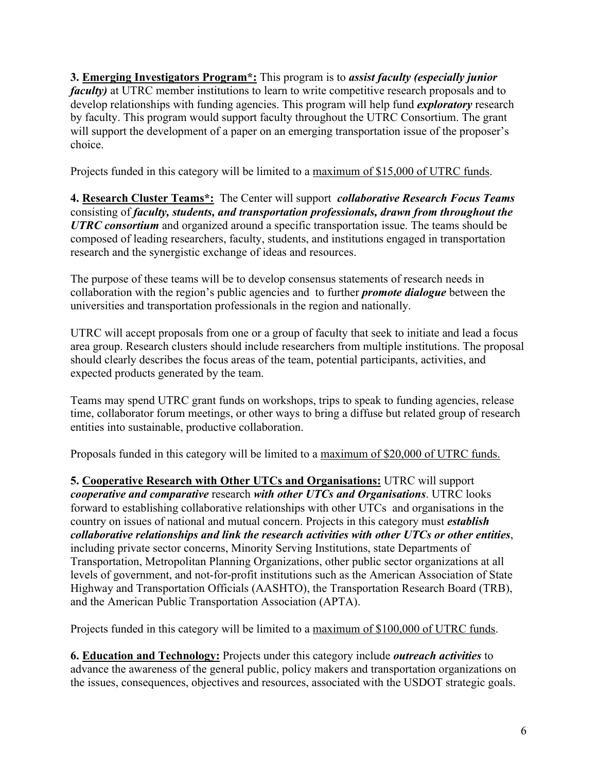**3. <u>Emerging Investigators Program*:</u>** This program is to ***assist faculty (especially junior faculty)*** at UTRC member institutions to learn to write competitive research proposals and to develop relationships with funding agencies. This program will help fund ***exploratory*** research by faculty. This program would support faculty throughout the UTRC Consortium. The grant will support the development of a paper on an emerging transportation issue of the proposer's choice.

Projects funded in this category will be limited to a <u>maximum of $15,000 of UTRC funds</u>.

**4. <u>Research Cluster Teams*:</u>** The Center will support ***collaborative Research Focus Teams*** consisting of ***faculty, students, and transportation professionals, drawn from throughout the UTRC consortium*** and organized around a specific transportation issue. The teams should be composed of leading researchers, faculty, students, and institutions engaged in transportation research and the synergistic exchange of ideas and resources.

The purpose of these teams will be to develop consensus statements of research needs in collaboration with the region's public agencies and to further ***promote dialogue*** between the universities and transportation professionals in the region and nationally.

UTRC will accept proposals from one or a group of faculty that seek to initiate and lead a focus area group. Research clusters should include researchers from multiple institutions. The proposal should clearly describes the focus areas of the team, potential participants, activities, and expected products generated by the team.

Teams may spend UTRC grant funds on workshops, trips to speak to funding agencies, release time, collaborator forum meetings, or other ways to bring a diffuse but related group of research entities into sustainable, productive collaboration.

Proposals funded in this category will be limited to a <u>maximum of $20,000 of UTRC funds.</u>

**5. <u>Cooperative Research with Other UTCs and Organisations:</u>** UTRC will support ***cooperative and comparative*** research ***with other UTCs and Organisations***. UTRC looks forward to establishing collaborative relationships with other UTCs and organisations in the country on issues of national and mutual concern. Projects in this category must ***establish collaborative relationships and link the research activities with other UTCs or other entities***, including private sector concerns, Minority Serving Institutions, state Departments of Transportation, Metropolitan Planning Organizations, other public sector organizations at all levels of government, and not-for-profit institutions such as the American Association of State Highway and Transportation Officials (AASHTO), the Transportation Research Board (TRB), and the American Public Transportation Association (APTA).

Projects funded in this category will be limited to a <u>maximum of $100,000 of UTRC funds</u>.

**6. <u>Education and Technology:</u>** Projects under this category include ***outreach activities*** to advance the awareness of the general public, policy makers and transportation organizations on the issues, consequences, objectives and resources, associated with the USDOT strategic goals.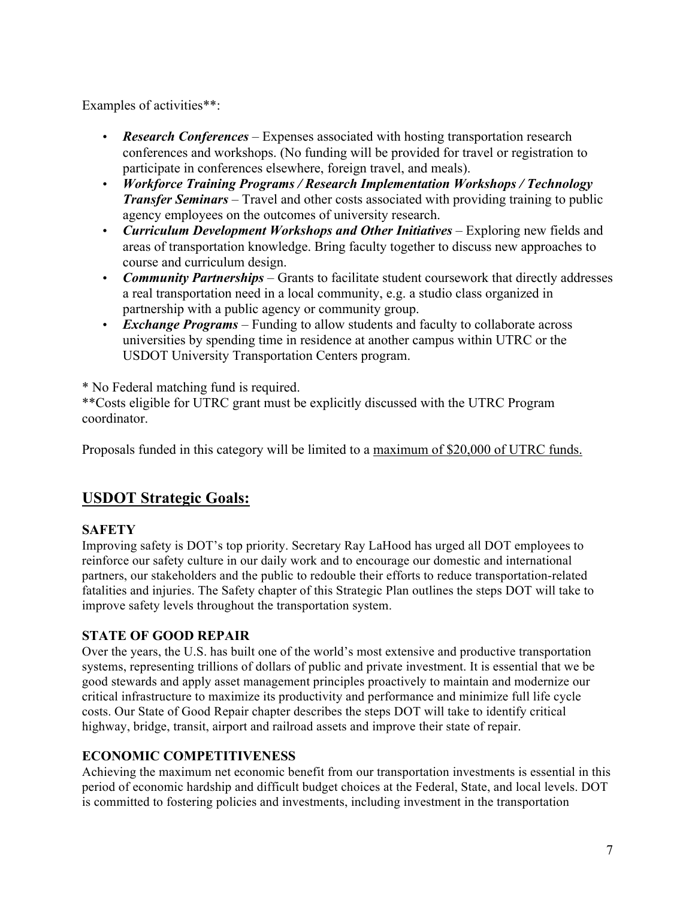Examples of activities**:

- ***Research Conferences*** – Expenses associated with hosting transportation research conferences and workshops. (No funding will be provided for travel or registration to participate in conferences elsewhere, foreign travel, and meals).
- ***Workforce Training Programs / Research Implementation Workshops / Technology Transfer Seminars*** – Travel and other costs associated with providing training to public agency employees on the outcomes of university research.
- ***Curriculum Development Workshops and Other Initiatives*** – Exploring new fields and areas of transportation knowledge. Bring faculty together to discuss new approaches to course and curriculum design.
- ***Community Partnerships*** – Grants to facilitate student coursework that directly addresses a real transportation need in a local community, e.g. a studio class organized in partnership with a public agency or community group.
- ***Exchange Programs*** – Funding to allow students and faculty to collaborate across universities by spending time in residence at another campus within UTRC or the USDOT University Transportation Centers program.

* No Federal matching fund is required.
**Costs eligible for UTRC grant must be explicitly discussed with the UTRC Program coordinator.

Proposals funded in this category will be limited to a maximum of $20,000 of UTRC funds.

## USDOT Strategic Goals:

### SAFETY

Improving safety is DOT's top priority. Secretary Ray LaHood has urged all DOT employees to reinforce our safety culture in our daily work and to encourage our domestic and international partners, our stakeholders and the public to redouble their efforts to reduce transportation-related fatalities and injuries. The Safety chapter of this Strategic Plan outlines the steps DOT will take to improve safety levels throughout the transportation system.

### STATE OF GOOD REPAIR

Over the years, the U.S. has built one of the world's most extensive and productive transportation systems, representing trillions of dollars of public and private investment. It is essential that we be good stewards and apply asset management principles proactively to maintain and modernize our critical infrastructure to maximize its productivity and performance and minimize full life cycle costs. Our State of Good Repair chapter describes the steps DOT will take to identify critical highway, bridge, transit, airport and railroad assets and improve their state of repair.

### ECONOMIC COMPETITIVENESS

Achieving the maximum net economic benefit from our transportation investments is essential in this period of economic hardship and difficult budget choices at the Federal, State, and local levels. DOT is committed to fostering policies and investments, including investment in the transportation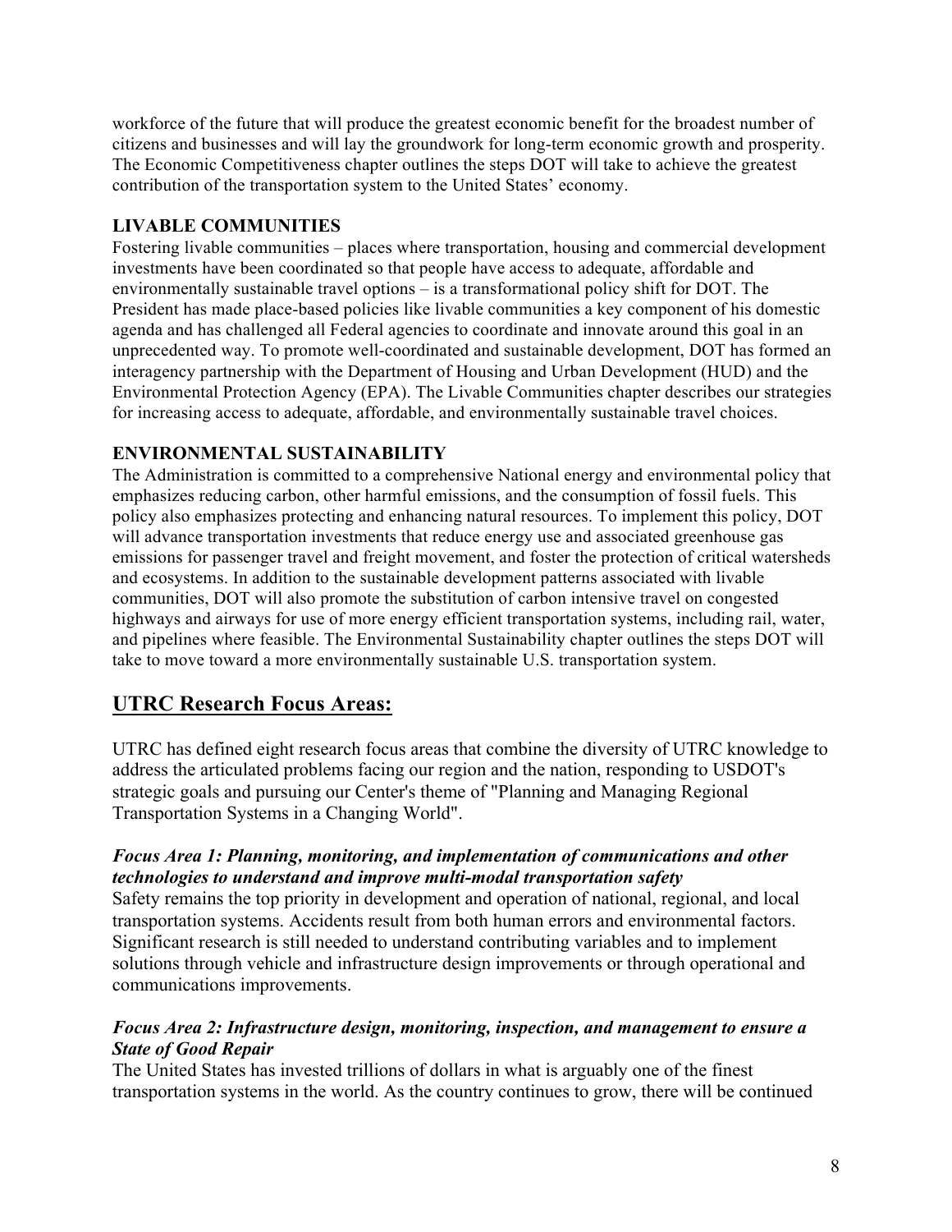workforce of the future that will produce the greatest economic benefit for the broadest number of citizens and businesses and will lay the groundwork for long-term economic growth and prosperity. The Economic Competitiveness chapter outlines the steps DOT will take to achieve the greatest contribution of the transportation system to the United States' economy.

### LIVABLE COMMUNITIES

Fostering livable communities – places where transportation, housing and commercial development investments have been coordinated so that people have access to adequate, affordable and environmentally sustainable travel options – is a transformational policy shift for DOT. The President has made place-based policies like livable communities a key component of his domestic agenda and has challenged all Federal agencies to coordinate and innovate around this goal in an unprecedented way. To promote well-coordinated and sustainable development, DOT has formed an interagency partnership with the Department of Housing and Urban Development (HUD) and the Environmental Protection Agency (EPA). The Livable Communities chapter describes our strategies for increasing access to adequate, affordable, and environmentally sustainable travel choices.

### ENVIRONMENTAL SUSTAINABILITY

The Administration is committed to a comprehensive National energy and environmental policy that emphasizes reducing carbon, other harmful emissions, and the consumption of fossil fuels. This policy also emphasizes protecting and enhancing natural resources. To implement this policy, DOT will advance transportation investments that reduce energy use and associated greenhouse gas emissions for passenger travel and freight movement, and foster the protection of critical watersheds and ecosystems. In addition to the sustainable development patterns associated with livable communities, DOT will also promote the substitution of carbon intensive travel on congested highways and airways for use of more energy efficient transportation systems, including rail, water, and pipelines where feasible. The Environmental Sustainability chapter outlines the steps DOT will take to move toward a more environmentally sustainable U.S. transportation system.

## UTRC Research Focus Areas:

UTRC has defined eight research focus areas that combine the diversity of UTRC knowledge to address the articulated problems facing our region and the nation, responding to USDOT's strategic goals and pursuing our Center's theme of "Planning and Managing Regional Transportation Systems in a Changing World".

#### *Focus Area 1: Planning, monitoring, and implementation of communications and other technologies to understand and improve multi-modal transportation safety*

Safety remains the top priority in development and operation of national, regional, and local transportation systems. Accidents result from both human errors and environmental factors. Significant research is still needed to understand contributing variables and to implement solutions through vehicle and infrastructure design improvements or through operational and communications improvements.

#### *Focus Area 2: Infrastructure design, monitoring, inspection, and management to ensure a State of Good Repair*

The United States has invested trillions of dollars in what is arguably one of the finest transportation systems in the world. As the country continues to grow, there will be continued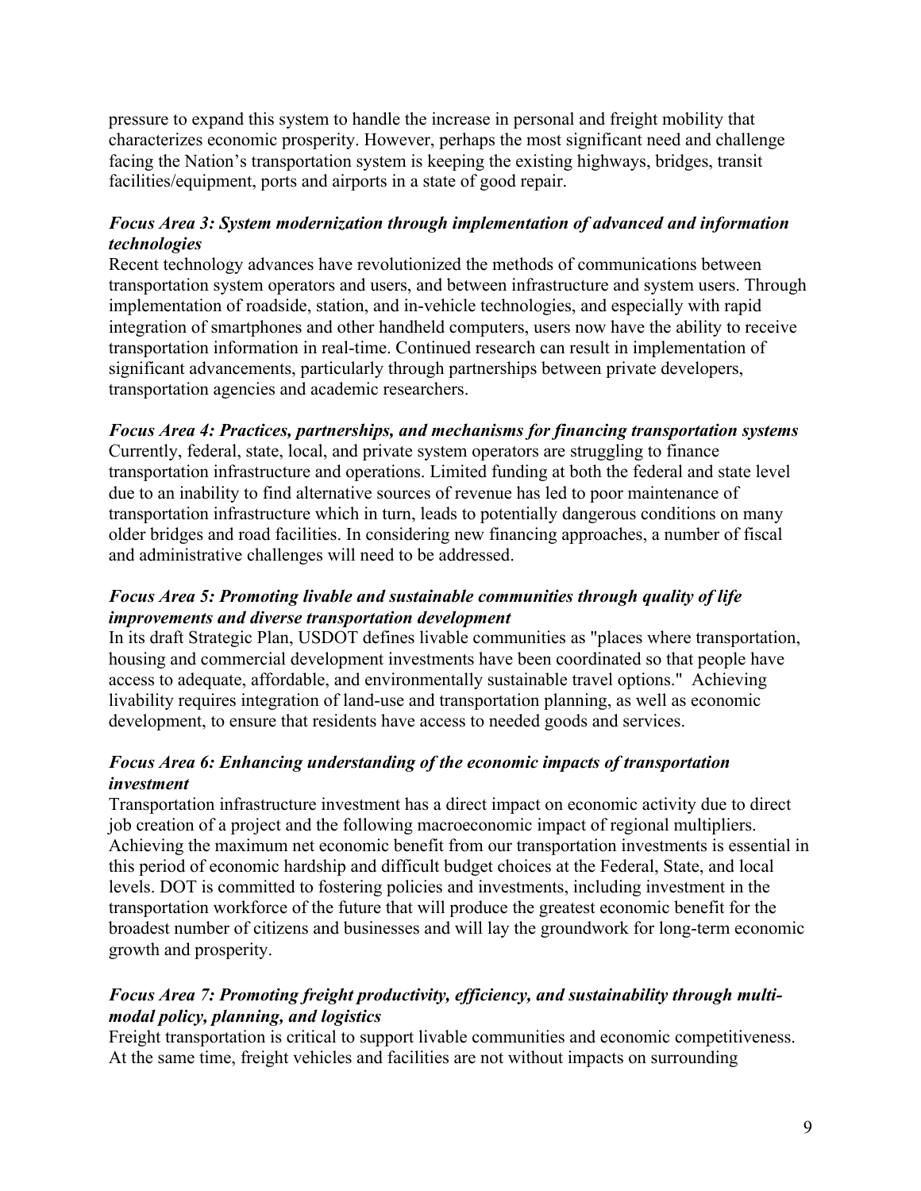pressure to expand this system to handle the increase in personal and freight mobility that characterizes economic prosperity. However, perhaps the most significant need and challenge facing the Nation's transportation system is keeping the existing highways, bridges, transit facilities/equipment, ports and airports in a state of good repair.

***Focus Area 3: System modernization through implementation of advanced and information technologies***

Recent technology advances have revolutionized the methods of communications between transportation system operators and users, and between infrastructure and system users. Through implementation of roadside, station, and in-vehicle technologies, and especially with rapid integration of smartphones and other handheld computers, users now have the ability to receive transportation information in real-time. Continued research can result in implementation of significant advancements, particularly through partnerships between private developers, transportation agencies and academic researchers.

***Focus Area 4: Practices, partnerships, and mechanisms for financing transportation systems***

Currently, federal, state, local, and private system operators are struggling to finance transportation infrastructure and operations. Limited funding at both the federal and state level due to an inability to find alternative sources of revenue has led to poor maintenance of transportation infrastructure which in turn, leads to potentially dangerous conditions on many older bridges and road facilities. In considering new financing approaches, a number of fiscal and administrative challenges will need to be addressed.

***Focus Area 5: Promoting livable and sustainable communities through quality of life improvements and diverse transportation development***

In its draft Strategic Plan, USDOT defines livable communities as "places where transportation, housing and commercial development investments have been coordinated so that people have access to adequate, affordable, and environmentally sustainable travel options." Achieving livability requires integration of land-use and transportation planning, as well as economic development, to ensure that residents have access to needed goods and services.

***Focus Area 6: Enhancing understanding of the economic impacts of transportation investment***

Transportation infrastructure investment has a direct impact on economic activity due to direct job creation of a project and the following macroeconomic impact of regional multipliers. Achieving the maximum net economic benefit from our transportation investments is essential in this period of economic hardship and difficult budget choices at the Federal, State, and local levels. DOT is committed to fostering policies and investments, including investment in the transportation workforce of the future that will produce the greatest economic benefit for the broadest number of citizens and businesses and will lay the groundwork for long-term economic growth and prosperity.

***Focus Area 7: Promoting freight productivity, efficiency, and sustainability through multi-modal policy, planning, and logistics***

Freight transportation is critical to support livable communities and economic competitiveness. At the same time, freight vehicles and facilities are not without impacts on surrounding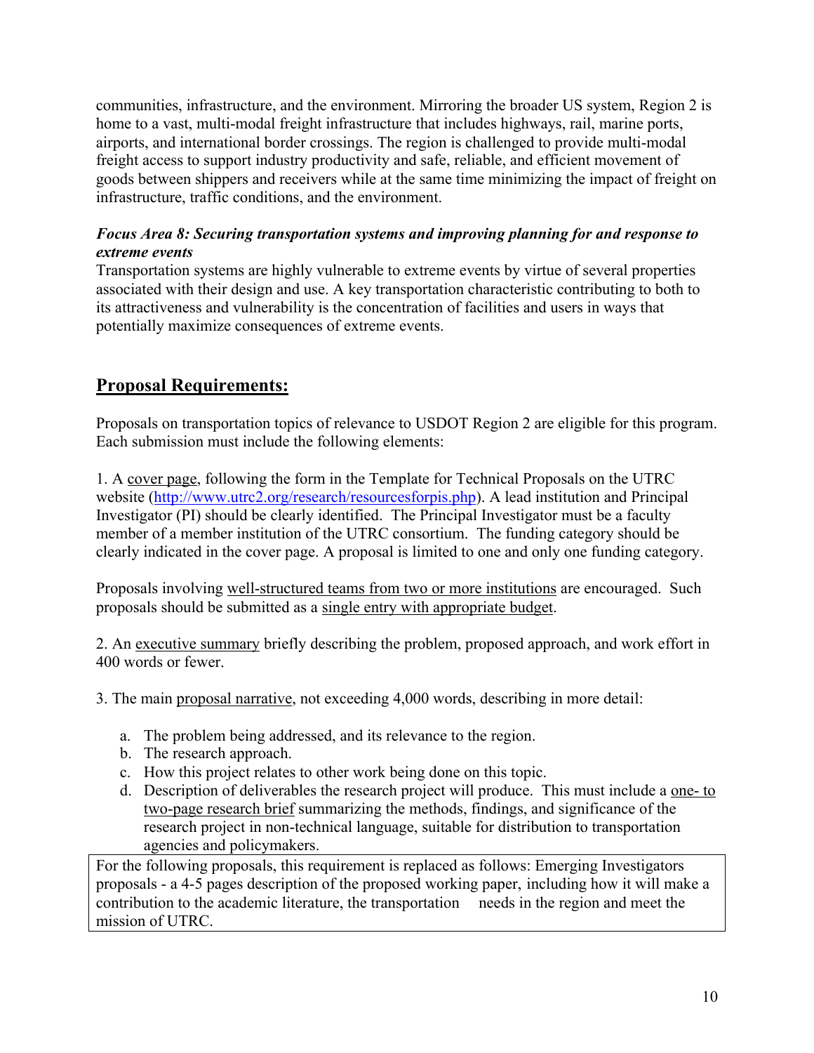communities, infrastructure, and the environment. Mirroring the broader US system, Region 2 is home to a vast, multi-modal freight infrastructure that includes highways, rail, marine ports, airports, and international border crossings. The region is challenged to provide multi-modal freight access to support industry productivity and safe, reliable, and efficient movement of goods between shippers and receivers while at the same time minimizing the impact of freight on infrastructure, traffic conditions, and the environment.

***Focus Area 8: Securing transportation systems and improving planning for and response to extreme events***

Transportation systems are highly vulnerable to extreme events by virtue of several properties associated with their design and use. A key transportation characteristic contributing to both to its attractiveness and vulnerability is the concentration of facilities and users in ways that potentially maximize consequences of extreme events.

## Proposal Requirements:

Proposals on transportation topics of relevance to USDOT Region 2 are eligible for this program. Each submission must include the following elements:

1. A cover page, following the form in the Template for Technical Proposals on the UTRC website (http://www.utrc2.org/research/resourcesforpis.php). A lead institution and Principal Investigator (PI) should be clearly identified. The Principal Investigator must be a faculty member of a member institution of the UTRC consortium. The funding category should be clearly indicated in the cover page. A proposal is limited to one and only one funding category.

Proposals involving well-structured teams from two or more institutions are encouraged. Such proposals should be submitted as a single entry with appropriate budget.

2. An executive summary briefly describing the problem, proposed approach, and work effort in 400 words or fewer.

3. The main proposal narrative, not exceeding 4,000 words, describing in more detail:

   a. The problem being addressed, and its relevance to the region.
   b. The research approach.
   c. How this project relates to other work being done on this topic.
   d. Description of deliverables the research project will produce. This must include a one- to two-page research brief summarizing the methods, findings, and significance of the research project in non-technical language, suitable for distribution to transportation agencies and policymakers.

For the following proposals, this requirement is replaced as follows: Emerging Investigators proposals - a 4-5 pages description of the proposed working paper, including how it will make a contribution to the academic literature, the transportation needs in the region and meet the mission of UTRC.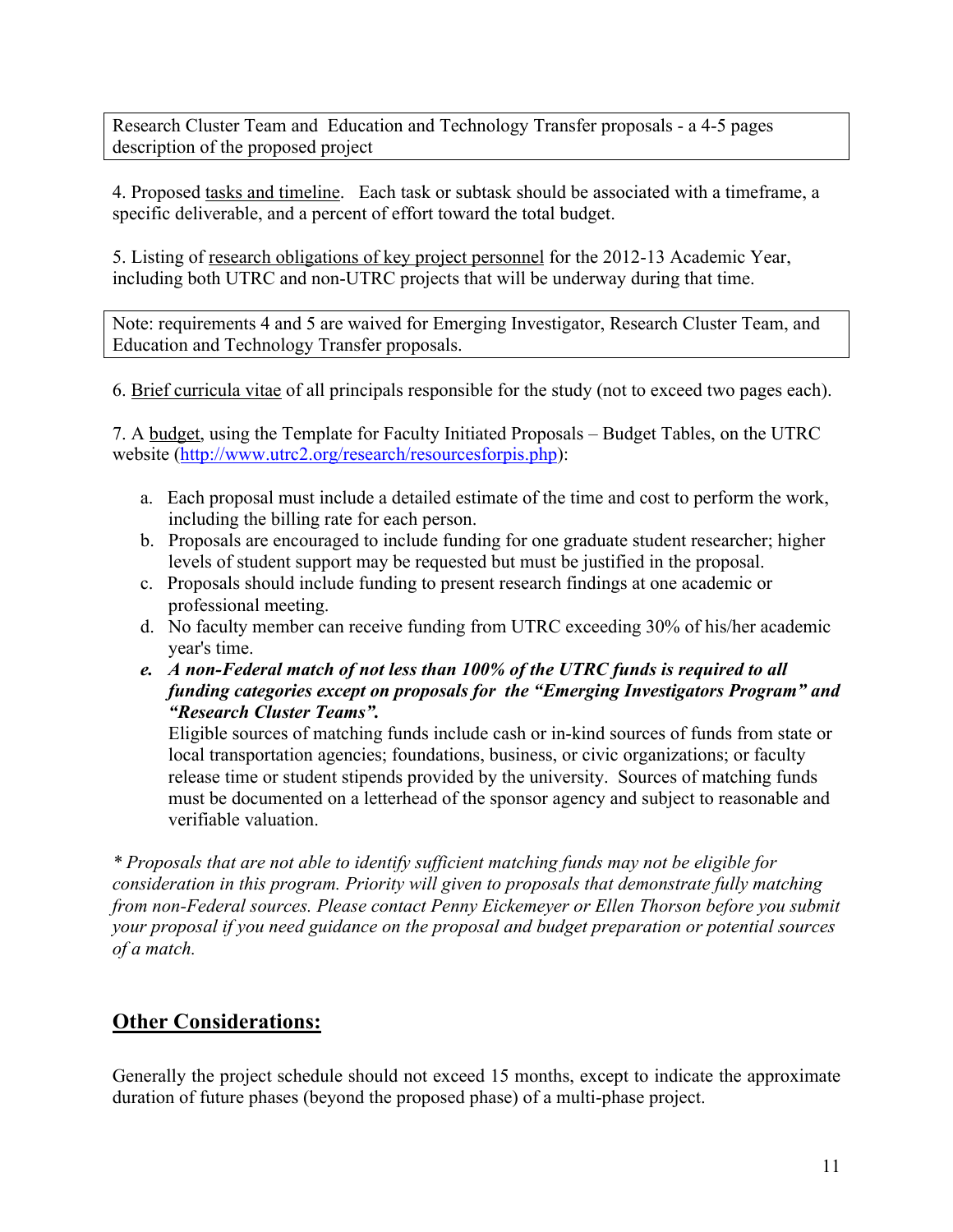Research Cluster Team and Education and Technology Transfer proposals - a 4-5 pages description of the proposed project

4. Proposed tasks and timeline. Each task or subtask should be associated with a timeframe, a specific deliverable, and a percent of effort toward the total budget.

5. Listing of research obligations of key project personnel for the 2012-13 Academic Year, including both UTRC and non-UTRC projects that will be underway during that time.

Note: requirements 4 and 5 are waived for Emerging Investigator, Research Cluster Team, and Education and Technology Transfer proposals.

6. Brief curricula vitae of all principals responsible for the study (not to exceed two pages each).

7. A budget, using the Template for Faculty Initiated Proposals – Budget Tables, on the UTRC website (http://www.utrc2.org/research/resourcesforpis.php):

a. Each proposal must include a detailed estimate of the time and cost to perform the work, including the billing rate for each person.
b. Proposals are encouraged to include funding for one graduate student researcher; higher levels of student support may be requested but must be justified in the proposal.
c. Proposals should include funding to present research findings at one academic or professional meeting.
d. No faculty member can receive funding from UTRC exceeding 30% of his/her academic year's time.
e. ***A non-Federal match of not less than 100% of the UTRC funds is required to all funding categories except on proposals for the "Emerging Investigators Program" and "Research Cluster Teams".***
   Eligible sources of matching funds include cash or in-kind sources of funds from state or local transportation agencies; foundations, business, or civic organizations; or faculty release time or student stipends provided by the university. Sources of matching funds must be documented on a letterhead of the sponsor agency and subject to reasonable and verifiable valuation.

*\* Proposals that are not able to identify sufficient matching funds may not be eligible for consideration in this program. Priority will given to proposals that demonstrate fully matching from non-Federal sources. Please contact Penny Eickemeyer or Ellen Thorson before you submit your proposal if you need guidance on the proposal and budget preparation or potential sources of a match.*

## Other Considerations:

Generally the project schedule should not exceed 15 months, except to indicate the approximate duration of future phases (beyond the proposed phase) of a multi-phase project.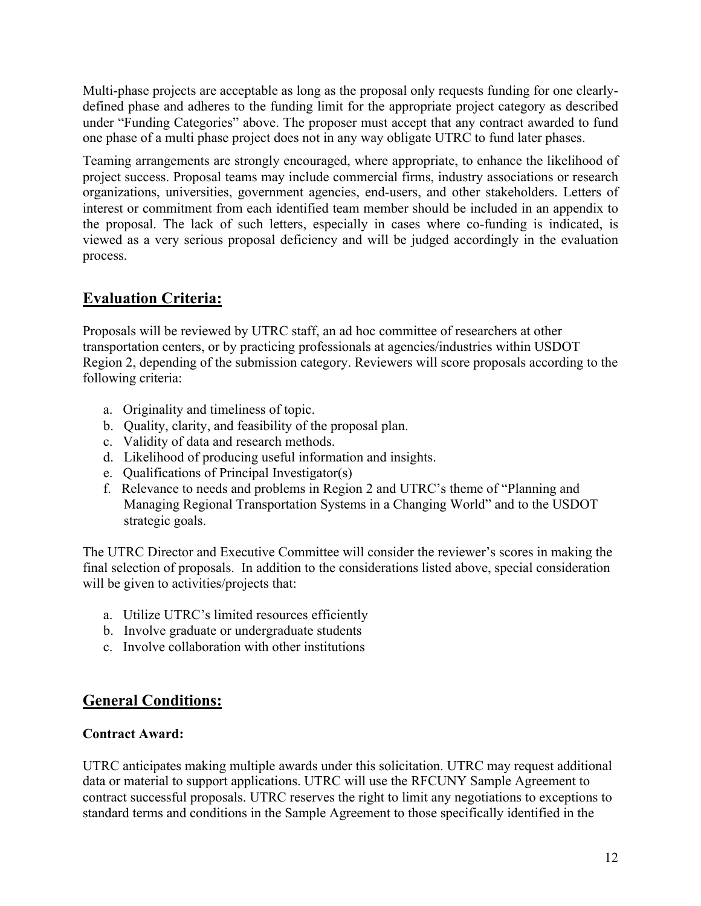Multi-phase projects are acceptable as long as the proposal only requests funding for one clearly-defined phase and adheres to the funding limit for the appropriate project category as described under "Funding Categories" above. The proposer must accept that any contract awarded to fund one phase of a multi phase project does not in any way obligate UTRC to fund later phases.

Teaming arrangements are strongly encouraged, where appropriate, to enhance the likelihood of project success. Proposal teams may include commercial firms, industry associations or research organizations, universities, government agencies, end-users, and other stakeholders. Letters of interest or commitment from each identified team member should be included in an appendix to the proposal. The lack of such letters, especially in cases where co-funding is indicated, is viewed as a very serious proposal deficiency and will be judged accordingly in the evaluation process.

## Evaluation Criteria:

Proposals will be reviewed by UTRC staff, an ad hoc committee of researchers at other transportation centers, or by practicing professionals at agencies/industries within USDOT Region 2, depending of the submission category. Reviewers will score proposals according to the following criteria:

a. Originality and timeliness of topic.
b. Quality, clarity, and feasibility of the proposal plan.
c. Validity of data and research methods.
d. Likelihood of producing useful information and insights.
e. Qualifications of Principal Investigator(s)
f. Relevance to needs and problems in Region 2 and UTRC's theme of "Planning and Managing Regional Transportation Systems in a Changing World" and to the USDOT strategic goals.

The UTRC Director and Executive Committee will consider the reviewer's scores in making the final selection of proposals. In addition to the considerations listed above, special consideration will be given to activities/projects that:

a. Utilize UTRC's limited resources efficiently
b. Involve graduate or undergraduate students
c. Involve collaboration with other institutions

## General Conditions:

**Contract Award:**

UTRC anticipates making multiple awards under this solicitation. UTRC may request additional data or material to support applications. UTRC will use the RFCUNY Sample Agreement to contract successful proposals. UTRC reserves the right to limit any negotiations to exceptions to standard terms and conditions in the Sample Agreement to those specifically identified in the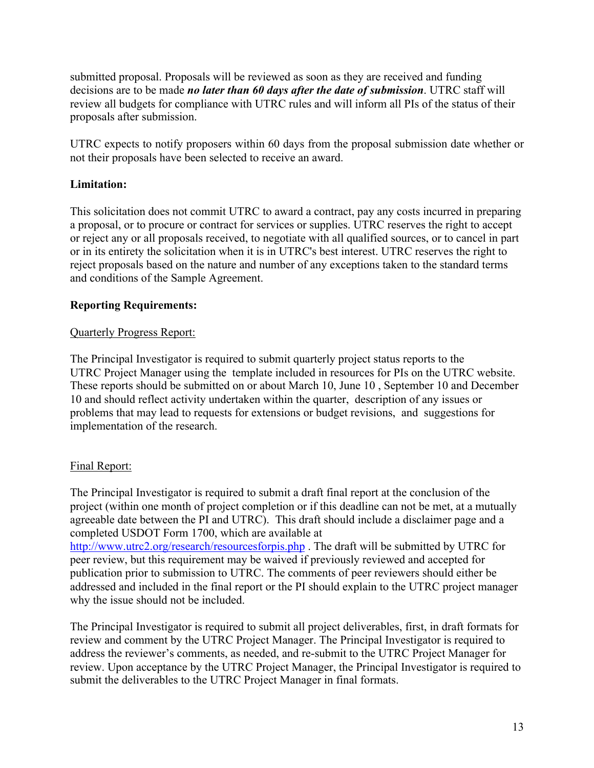submitted proposal. Proposals will be reviewed as soon as they are received and funding decisions are to be made ***no later than 60 days after the date of submission***. UTRC staff will review all budgets for compliance with UTRC rules and will inform all PIs of the status of their proposals after submission.

UTRC expects to notify proposers within 60 days from the proposal submission date whether or not their proposals have been selected to receive an award.

**Limitation:**

This solicitation does not commit UTRC to award a contract, pay any costs incurred in preparing a proposal, or to procure or contract for services or supplies. UTRC reserves the right to accept or reject any or all proposals received, to negotiate with all qualified sources, or to cancel in part or in its entirety the solicitation when it is in UTRC's best interest. UTRC reserves the right to reject proposals based on the nature and number of any exceptions taken to the standard terms and conditions of the Sample Agreement.

**Reporting Requirements:**

<u>Quarterly Progress Report:</u>

The Principal Investigator is required to submit quarterly project status reports to the UTRC Project Manager using the template included in resources for PIs on the UTRC website. These reports should be submitted on or about March 10, June 10 , September 10 and December 10 and should reflect activity undertaken within the quarter, description of any issues or problems that may lead to requests for extensions or budget revisions, and suggestions for implementation of the research.

<u>Final Report:</u>

The Principal Investigator is required to submit a draft final report at the conclusion of the project (within one month of project completion or if this deadline can not be met, at a mutually agreeable date between the PI and UTRC). This draft should include a disclaimer page and a completed USDOT Form 1700, which are available at http://www.utrc2.org/research/resourcesforpis.php . The draft will be submitted by UTRC for peer review, but this requirement may be waived if previously reviewed and accepted for publication prior to submission to UTRC. The comments of peer reviewers should either be addressed and included in the final report or the PI should explain to the UTRC project manager why the issue should not be included.

The Principal Investigator is required to submit all project deliverables, first, in draft formats for review and comment by the UTRC Project Manager. The Principal Investigator is required to address the reviewer's comments, as needed, and re-submit to the UTRC Project Manager for review. Upon acceptance by the UTRC Project Manager, the Principal Investigator is required to submit the deliverables to the UTRC Project Manager in final formats.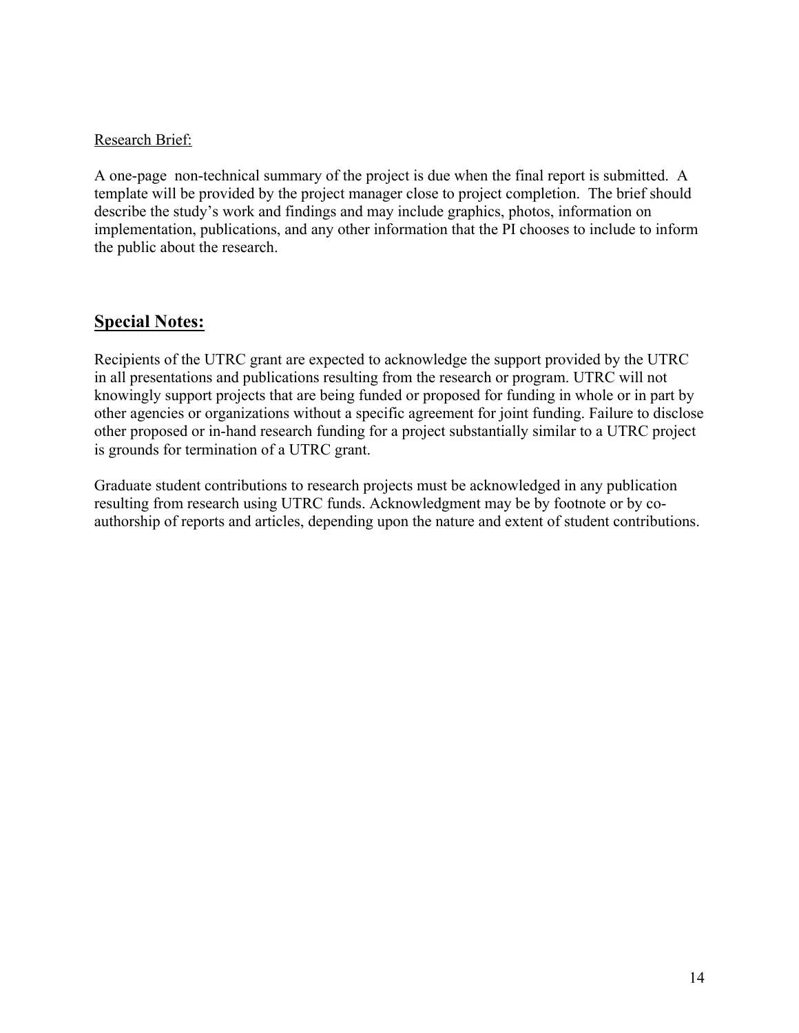Research Brief:

A one-page non-technical summary of the project is due when the final report is submitted. A template will be provided by the project manager close to project completion. The brief should describe the study's work and findings and may include graphics, photos, information on implementation, publications, and any other information that the PI chooses to include to inform the public about the research.

## Special Notes:

Recipients of the UTRC grant are expected to acknowledge the support provided by the UTRC in all presentations and publications resulting from the research or program. UTRC will not knowingly support projects that are being funded or proposed for funding in whole or in part by other agencies or organizations without a specific agreement for joint funding. Failure to disclose other proposed or in-hand research funding for a project substantially similar to a UTRC project is grounds for termination of a UTRC grant.

Graduate student contributions to research projects must be acknowledged in any publication resulting from research using UTRC funds. Acknowledgment may be by footnote or by co-authorship of reports and articles, depending upon the nature and extent of student contributions.